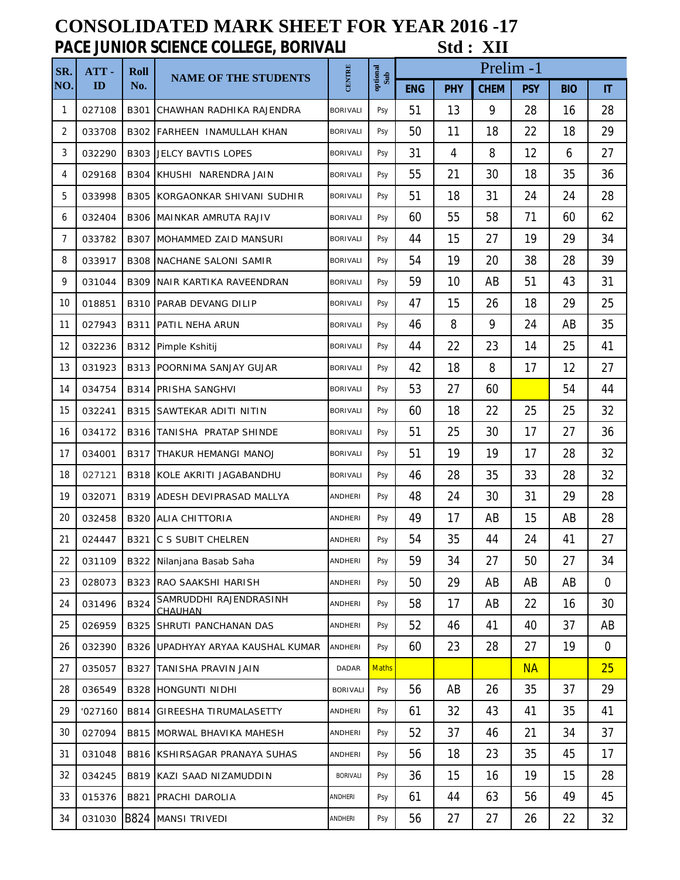# CONSOLIDATED MARK SHEET FOR YEAR 2016 -17

## PACE JUNIOR SCIENCE COLLEGE, BORIVALI Std : XII

| SR. NO. | ATT - ID | Roll No. | NAME OF THE STUDENTS | CENTRE | optional Sub | Prelim -1 | | | | | |
|---|---|---|---|---|---|---|---|---|---|---|---|
| | | | | | | ENG | PHY | CHEM | PSY | BIO | IT |
| 1 | 027108 | B301 | CHAWHAN RADHIKA RAJENDRA | BORIVALI | Psy | 51 | 13 | 9 | 28 | 16 | 28 |
| 2 | 033708 | B302 | FARHEEN INAMULLAH KHAN | BORIVALI | Psy | 50 | 11 | 18 | 22 | 18 | 29 |
| 3 | 032290 | B303 | JELCY BAVTIS LOPES | BORIVALI | Psy | 31 | 4 | 8 | 12 | 6 | 27 |
| 4 | 029168 | B304 | KHUSHI NARENDRA JAIN | BORIVALI | Psy | 55 | 21 | 30 | 18 | 35 | 36 |
| 5 | 033998 | B305 | KORGAONKAR SHIVANI SUDHIR | BORIVALI | Psy | 51 | 18 | 31 | 24 | 24 | 28 |
| 6 | 032404 | B306 | MAINKAR AMRUTA RAJIV | BORIVALI | Psy | 60 | 55 | 58 | 71 | 60 | 62 |
| 7 | 033782 | B307 | MOHAMMED ZAID MANSURI | BORIVALI | Psy | 44 | 15 | 27 | 19 | 29 | 34 |
| 8 | 033917 | B308 | NACHANE SALONI SAMIR | BORIVALI | Psy | 54 | 19 | 20 | 38 | 28 | 39 |
| 9 | 031044 | B309 | NAIR KARTIKA RAVEENDRAN | BORIVALI | Psy | 59 | 10 | AB | 51 | 43 | 31 |
| 10 | 018851 | B310 | PARAB DEVANG DILIP | BORIVALI | Psy | 47 | 15 | 26 | 18 | 29 | 25 |
| 11 | 027943 | B311 | PATIL NEHA ARUN | BORIVALI | Psy | 46 | 8 | 9 | 24 | AB | 35 |
| 12 | 032236 | B312 | Pimple Kshitij | BORIVALI | Psy | 44 | 22 | 23 | 14 | 25 | 41 |
| 13 | 031923 | B313 | POORNIMA SANJAY GUJAR | BORIVALI | Psy | 42 | 18 | 8 | 17 | 12 | 27 |
| 14 | 034754 | B314 | PRISHA SANGHVI | BORIVALI | Psy | 53 | 27 | 60 | | 54 | 44 |
| 15 | 032241 | B315 | SAWTEKAR ADITI NITIN | BORIVALI | Psy | 60 | 18 | 22 | 25 | 25 | 32 |
| 16 | 034172 | B316 | TANISHA PRATAP SHINDE | BORIVALI | Psy | 51 | 25 | 30 | 17 | 27 | 36 |
| 17 | 034001 | B317 | THAKUR HEMANGI MANOJ | BORIVALI | Psy | 51 | 19 | 19 | 17 | 28 | 32 |
| 18 | 027121 | B318 | KOLE AKRITI JAGABANDHU | BORIVALI | Psy | 46 | 28 | 35 | 33 | 28 | 32 |
| 19 | 032071 | B319 | ADESH DEVIPRASAD MALLYA | ANDHERI | Psy | 48 | 24 | 30 | 31 | 29 | 28 |
| 20 | 032458 | B320 | ALIA CHITTORIA | ANDHERI | Psy | 49 | 17 | AB | 15 | AB | 28 |
| 21 | 024447 | B321 | C S SUBIT CHELREN | ANDHERI | Psy | 54 | 35 | 44 | 24 | 41 | 27 |
| 22 | 031109 | B322 | Nilanjana Basab Saha | ANDHERI | Psy | 59 | 34 | 27 | 50 | 27 | 34 |
| 23 | 028073 | B323 | RAO SAAKSHI HARISH | ANDHERI | Psy | 50 | 29 | AB | AB | AB | 0 |
| 24 | 031496 | B324 | SAMRUDDHI RAJENDRASINH CHAUHAN | ANDHERI | Psy | 58 | 17 | AB | 22 | 16 | 30 |
| 25 | 026959 | B325 | SHRUTI PANCHANAN DAS | ANDHERI | Psy | 52 | 46 | 41 | 40 | 37 | AB |
| 26 | 032390 | B326 | UPADHYAY ARYAA KAUSHAL KUMAR | ANDHERI | Psy | 60 | 23 | 28 | 27 | 19 | 0 |
| 27 | 035057 | B327 | TANISHA PRAVIN JAIN | DADAR | Maths | | | | NA | | 25 |
| 28 | 036549 | B328 | HONGUNTI NIDHI | BORIVALI | Psy | 56 | AB | 26 | 35 | 37 | 29 |
| 29 | '027160 | B814 | GIREESHA TIRUMALASETTY | ANDHERI | Psy | 61 | 32 | 43 | 41 | 35 | 41 |
| 30 | 027094 | B815 | MORWAL BHAVIKA MAHESH | ANDHERI | Psy | 52 | 37 | 46 | 21 | 34 | 37 |
| 31 | 031048 | B816 | KSHIRSAGAR PRANAYA SUHAS | ANDHERI | Psy | 56 | 18 | 23 | 35 | 45 | 17 |
| 32 | 034245 | B819 | KAZI SAAD NIZAMUDDIN | BORIVALI | Psy | 36 | 15 | 16 | 19 | 15 | 28 |
| 33 | 015376 | B821 | PRACHI DAROLIA | ANDHERI | Psy | 61 | 44 | 63 | 56 | 49 | 45 |
| 34 | 031030 | B824 | MANSI TRIVEDI | ANDHERI | Psy | 56 | 27 | 27 | 26 | 22 | 32 |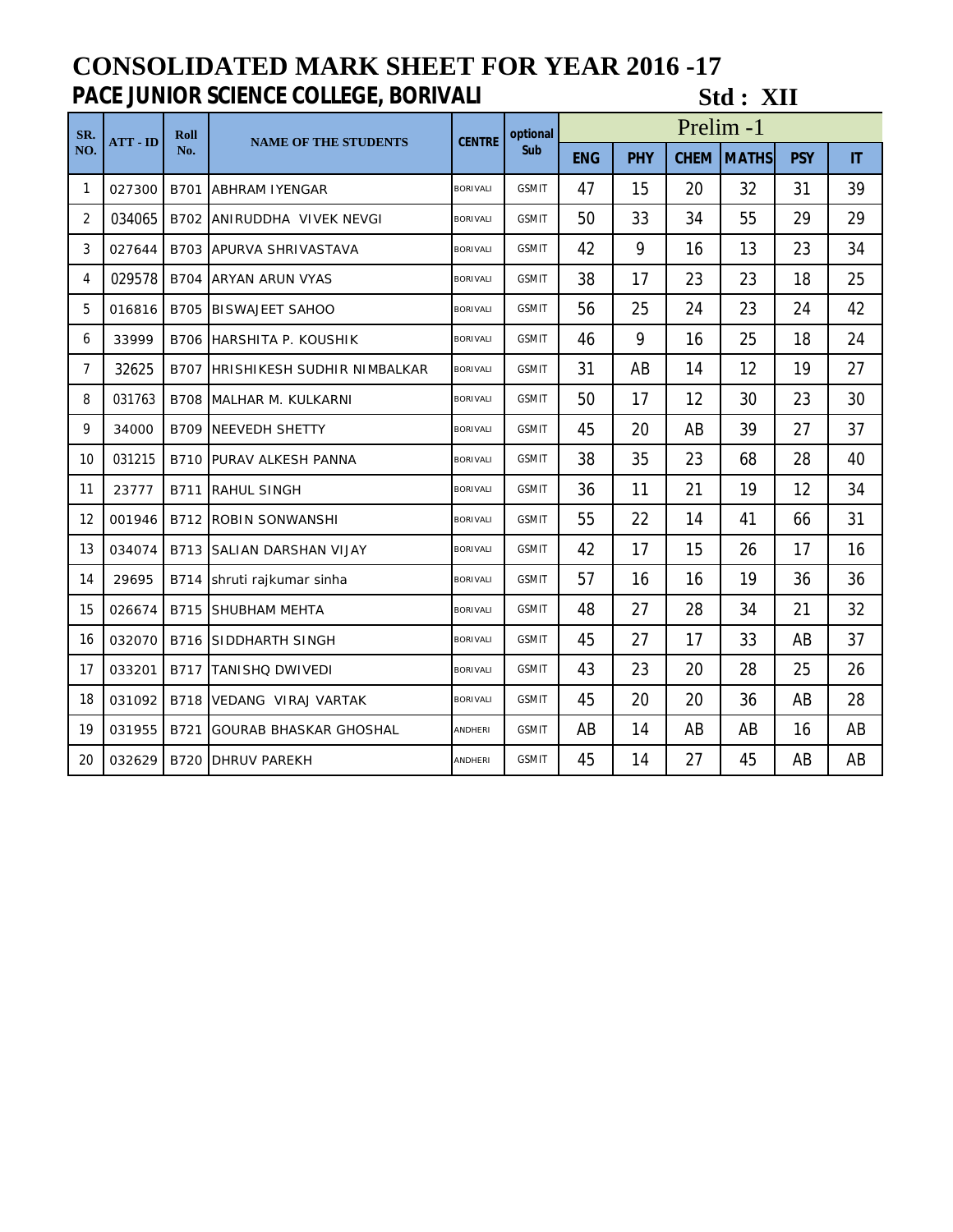# CONSOLIDATED MARK SHEET FOR YEAR 2016 -17

## PACE JUNIOR SCIENCE COLLEGE, BORIVALI

**Std : XII**

| SR. NO. | ATT - ID | Roll No. | NAME OF THE STUDENTS | CENTRE | optional Sub | Prelim -1 | | | | | |
|---|---|---|---|---|---|---|---|---|---|---|---|
| | | | | | | ENG | PHY | CHEM | MATHS | PSY | IT |
| 1 | 027300 | B701 | ABHRAM IYENGAR | BORIVALI | GSMIT | 47 | 15 | 20 | 32 | 31 | 39 |
| 2 | 034065 | B702 | ANIRUDDHA VIVEK NEVGI | BORIVALI | GSMIT | 50 | 33 | 34 | 55 | 29 | 29 |
| 3 | 027644 | B703 | APURVA SHRIVASTAVA | BORIVALI | GSMIT | 42 | 9 | 16 | 13 | 23 | 34 |
| 4 | 029578 | B704 | ARYAN ARUN VYAS | BORIVALI | GSMIT | 38 | 17 | 23 | 23 | 18 | 25 |
| 5 | 016816 | B705 | BISWAJEET SAHOO | BORIVALI | GSMIT | 56 | 25 | 24 | 23 | 24 | 42 |
| 6 | 33999 | B706 | HARSHITA P. KOUSHIK | BORIVALI | GSMIT | 46 | 9 | 16 | 25 | 18 | 24 |
| 7 | 32625 | B707 | HRISHIKESH SUDHIR NIMBALKAR | BORIVALI | GSMIT | 31 | AB | 14 | 12 | 19 | 27 |
| 8 | 031763 | B708 | MALHAR M. KULKARNI | BORIVALI | GSMIT | 50 | 17 | 12 | 30 | 23 | 30 |
| 9 | 34000 | B709 | NEEVEDH SHETTY | BORIVALI | GSMIT | 45 | 20 | AB | 39 | 27 | 37 |
| 10 | 031215 | B710 | PURAV ALKESH PANNA | BORIVALI | GSMIT | 38 | 35 | 23 | 68 | 28 | 40 |
| 11 | 23777 | B711 | RAHUL SINGH | BORIVALI | GSMIT | 36 | 11 | 21 | 19 | 12 | 34 |
| 12 | 001946 | B712 | ROBIN SONWANSHI | BORIVALI | GSMIT | 55 | 22 | 14 | 41 | 66 | 31 |
| 13 | 034074 | B713 | SALIAN DARSHAN VIJAY | BORIVALI | GSMIT | 42 | 17 | 15 | 26 | 17 | 16 |
| 14 | 29695 | B714 | shruti rajkumar sinha | BORIVALI | GSMIT | 57 | 16 | 16 | 19 | 36 | 36 |
| 15 | 026674 | B715 | SHUBHAM MEHTA | BORIVALI | GSMIT | 48 | 27 | 28 | 34 | 21 | 32 |
| 16 | 032070 | B716 | SIDDHARTH SINGH | BORIVALI | GSMIT | 45 | 27 | 17 | 33 | AB | 37 |
| 17 | 033201 | B717 | TANISHQ DWIVEDI | BORIVALI | GSMIT | 43 | 23 | 20 | 28 | 25 | 26 |
| 18 | 031092 | B718 | VEDANG VIRAJ VARTAK | BORIVALI | GSMIT | 45 | 20 | 20 | 36 | AB | 28 |
| 19 | 031955 | B721 | GOURAB BHASKAR GHOSHAL | ANDHERI | GSMIT | AB | 14 | AB | AB | 16 | AB |
| 20 | 032629 | B720 | DHRUV PAREKH | ANDHERI | GSMIT | 45 | 14 | 27 | 45 | AB | AB |